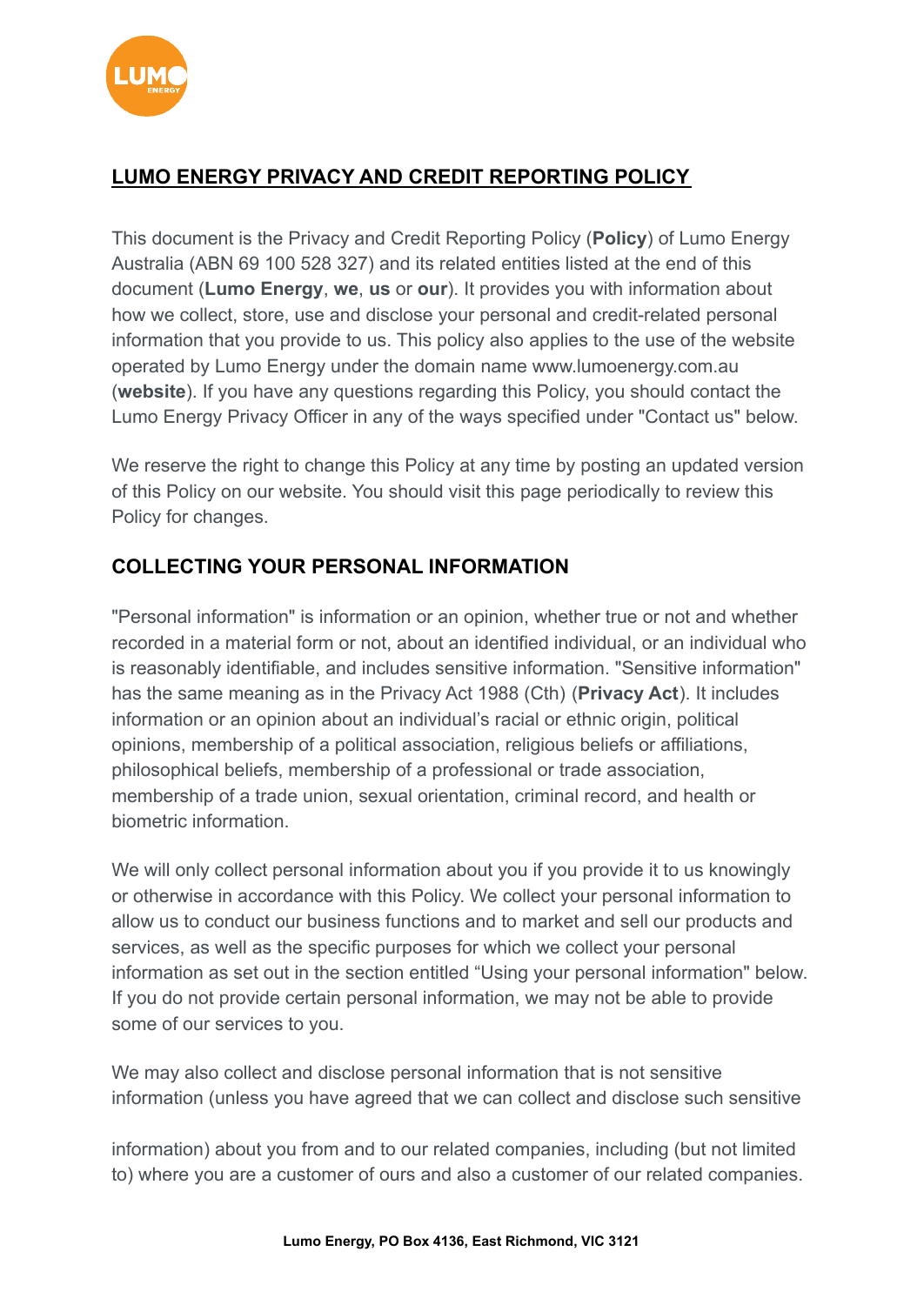# LUMO ENERGY PRIVACY AND CREDIT REPORTING POLICY

This document is the Privacy and Credit Reporting Policy (**Policy**) of Lumo Energy Australia (ABN 69 100 528 327) and its related entities listed at the end of this document (**Lumo Energy**, **we**, **us** or **our**). It provides you with information about how we collect, store, use and disclose your personal and credit-related personal information that you provide to us. This policy also applies to the use of the website operated by Lumo Energy under the domain name www.lumoenergy.com.au (**website**). If you have any questions regarding this Policy, you should contact the Lumo Energy Privacy Officer in any of the ways specified under "Contact us" below.

We reserve the right to change this Policy at any time by posting an updated version of this Policy on our website. You should visit this page periodically to review this Policy for changes.

## COLLECTING YOUR PERSONAL INFORMATION

"Personal information" is information or an opinion, whether true or not and whether recorded in a material form or not, about an identified individual, or an individual who is reasonably identifiable, and includes sensitive information. "Sensitive information" has the same meaning as in the Privacy Act 1988 (Cth) (**Privacy Act**). It includes information or an opinion about an individual's racial or ethnic origin, political opinions, membership of a political association, religious beliefs or affiliations, philosophical beliefs, membership of a professional or trade association, membership of a trade union, sexual orientation, criminal record, and health or biometric information.

We will only collect personal information about you if you provide it to us knowingly or otherwise in accordance with this Policy. We collect your personal information to allow us to conduct our business functions and to market and sell our products and services, as well as the specific purposes for which we collect your personal information as set out in the section entitled "Using your personal information" below. If you do not provide certain personal information, we may not be able to provide some of our services to you.

We may also collect and disclose personal information that is not sensitive information (unless you have agreed that we can collect and disclose such sensitive information) about you from and to our related companies, including (but not limited to) where you are a customer of ours and also a customer of our related companies.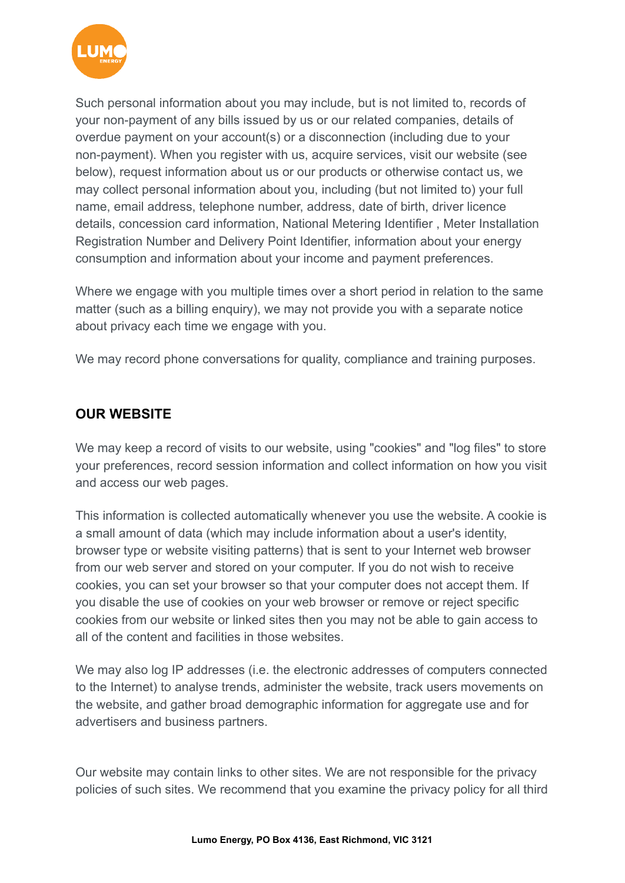Such personal information about you may include, but is not limited to, records of your non-payment of any bills issued by us or our related companies, details of overdue payment on your account(s) or a disconnection (including due to your non-payment). When you register with us, acquire services, visit our website (see below), request information about us or our products or otherwise contact us, we may collect personal information about you, including (but not limited to) your full name, email address, telephone number, address, date of birth, driver licence details, concession card information, National Metering Identifier , Meter Installation Registration Number and Delivery Point Identifier, information about your energy consumption and information about your income and payment preferences.

Where we engage with you multiple times over a short period in relation to the same matter (such as a billing enquiry), we may not provide you with a separate notice about privacy each time we engage with you.

We may record phone conversations for quality, compliance and training purposes.

## OUR WEBSITE

We may keep a record of visits to our website, using "cookies" and "log files" to store your preferences, record session information and collect information on how you visit and access our web pages.

This information is collected automatically whenever you use the website. A cookie is a small amount of data (which may include information about a user's identity, browser type or website visiting patterns) that is sent to your Internet web browser from our web server and stored on your computer. If you do not wish to receive cookies, you can set your browser so that your computer does not accept them. If you disable the use of cookies on your web browser or remove or reject specific cookies from our website or linked sites then you may not be able to gain access to all of the content and facilities in those websites.

We may also log IP addresses (i.e. the electronic addresses of computers connected to the Internet) to analyse trends, administer the website, track users movements on the website, and gather broad demographic information for aggregate use and for advertisers and business partners.

Our website may contain links to other sites. We are not responsible for the privacy policies of such sites. We recommend that you examine the privacy policy for all third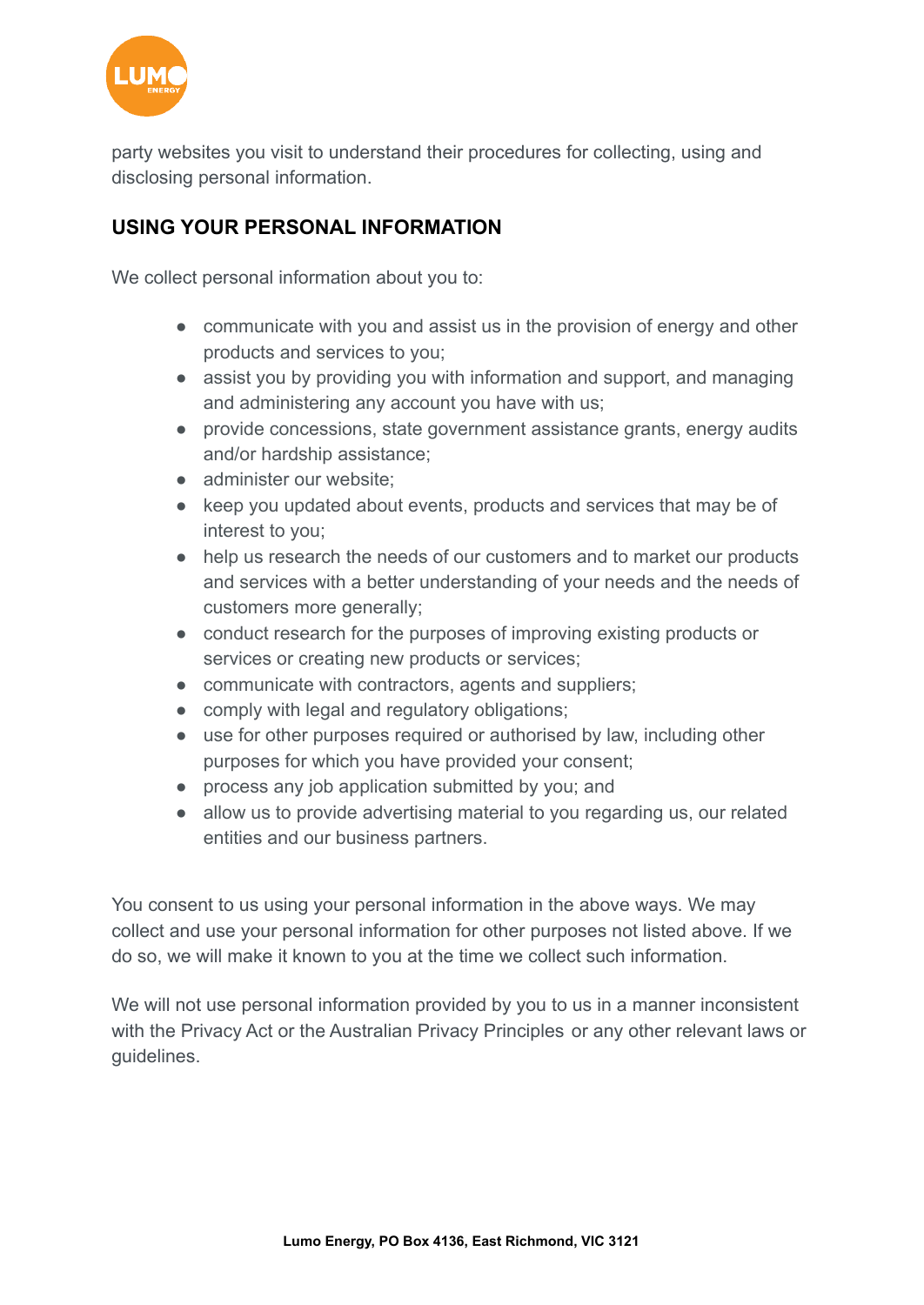party websites you visit to understand their procedures for collecting, using and disclosing personal information.

## USING YOUR PERSONAL INFORMATION

We collect personal information about you to:

- communicate with you and assist us in the provision of energy and other products and services to you;
- assist you by providing you with information and support, and managing and administering any account you have with us;
- provide concessions, state government assistance grants, energy audits and/or hardship assistance;
- administer our website;
- keep you updated about events, products and services that may be of interest to you;
- help us research the needs of our customers and to market our products and services with a better understanding of your needs and the needs of customers more generally;
- conduct research for the purposes of improving existing products or services or creating new products or services;
- communicate with contractors, agents and suppliers;
- comply with legal and regulatory obligations;
- use for other purposes required or authorised by law, including other purposes for which you have provided your consent;
- process any job application submitted by you; and
- allow us to provide advertising material to you regarding us, our related entities and our business partners.

You consent to us using your personal information in the above ways. We may collect and use your personal information for other purposes not listed above. If we do so, we will make it known to you at the time we collect such information.

We will not use personal information provided by you to us in a manner inconsistent with the Privacy Act or the Australian Privacy Principles or any other relevant laws or guidelines.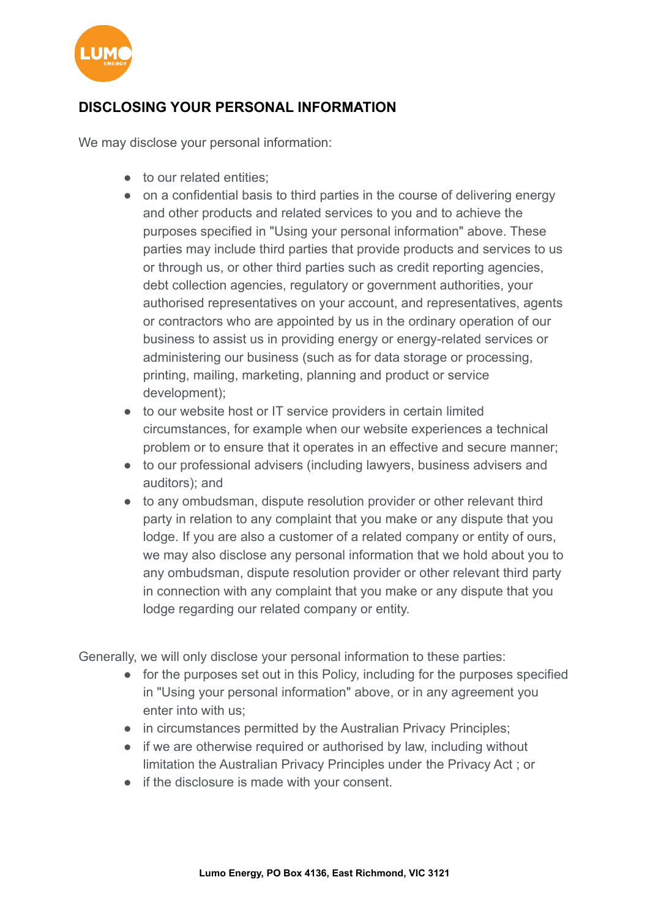## DISCLOSING YOUR PERSONAL INFORMATION

We may disclose your personal information:

- to our related entities;
- on a confidential basis to third parties in the course of delivering energy and other products and related services to you and to achieve the purposes specified in "Using your personal information" above. These parties may include third parties that provide products and services to us or through us, or other third parties such as credit reporting agencies, debt collection agencies, regulatory or government authorities, your authorised representatives on your account, and representatives, agents or contractors who are appointed by us in the ordinary operation of our business to assist us in providing energy or energy-related services or administering our business (such as for data storage or processing, printing, mailing, marketing, planning and product or service development);
- to our website host or IT service providers in certain limited circumstances, for example when our website experiences a technical problem or to ensure that it operates in an effective and secure manner;
- to our professional advisers (including lawyers, business advisers and auditors); and
- to any ombudsman, dispute resolution provider or other relevant third party in relation to any complaint that you make or any dispute that you lodge. If you are also a customer of a related company or entity of ours, we may also disclose any personal information that we hold about you to any ombudsman, dispute resolution provider or other relevant third party in connection with any complaint that you make or any dispute that you lodge regarding our related company or entity.

Generally, we will only disclose your personal information to these parties:

- for the purposes set out in this Policy, including for the purposes specified in "Using your personal information" above, or in any agreement you enter into with us;
- in circumstances permitted by the Australian Privacy Principles;
- if we are otherwise required or authorised by law, including without limitation the Australian Privacy Principles under the Privacy Act ; or
- if the disclosure is made with your consent.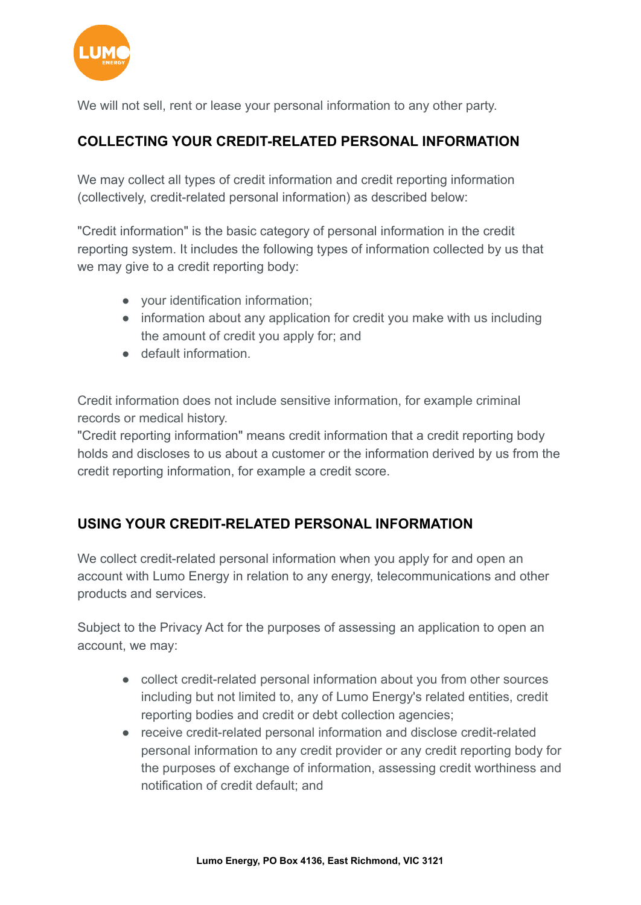We will not sell, rent or lease your personal information to any other party.

## COLLECTING YOUR CREDIT-RELATED PERSONAL INFORMATION

We may collect all types of credit information and credit reporting information (collectively, credit-related personal information) as described below:

"Credit information" is the basic category of personal information in the credit reporting system. It includes the following types of information collected by us that we may give to a credit reporting body:

- your identification information;
- information about any application for credit you make with us including the amount of credit you apply for; and
- default information.

Credit information does not include sensitive information, for example criminal records or medical history.
"Credit reporting information" means credit information that a credit reporting body holds and discloses to us about a customer or the information derived by us from the credit reporting information, for example a credit score.

## USING YOUR CREDIT-RELATED PERSONAL INFORMATION

We collect credit-related personal information when you apply for and open an account with Lumo Energy in relation to any energy, telecommunications and other products and services.

Subject to the Privacy Act for the purposes of assessing an application to open an account, we may:

- collect credit-related personal information about you from other sources including but not limited to, any of Lumo Energy's related entities, credit reporting bodies and credit or debt collection agencies;
- receive credit-related personal information and disclose credit-related personal information to any credit provider or any credit reporting body for the purposes of exchange of information, assessing credit worthiness and notification of credit default; and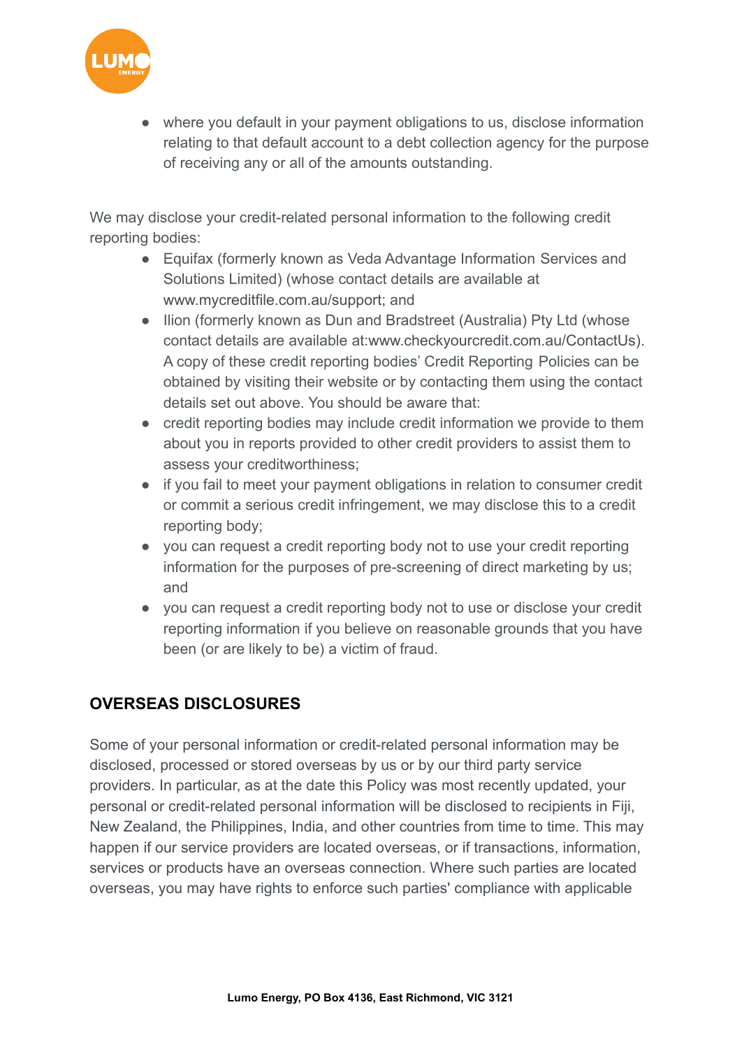- where you default in your payment obligations to us, disclose information relating to that default account to a debt collection agency for the purpose of receiving any or all of the amounts outstanding.

We may disclose your credit-related personal information to the following credit reporting bodies:

- Equifax (formerly known as Veda Advantage Information Services and Solutions Limited) (whose contact details are available at www.mycreditfile.com.au/support; and
- Ilion (formerly known as Dun and Bradstreet (Australia) Pty Ltd (whose contact details are available at:www.checkyourcredit.com.au/ContactUs). A copy of these credit reporting bodies' Credit Reporting Policies can be obtained by visiting their website or by contacting them using the contact details set out above. You should be aware that:
- credit reporting bodies may include credit information we provide to them about you in reports provided to other credit providers to assist them to assess your creditworthiness;
- if you fail to meet your payment obligations in relation to consumer credit or commit a serious credit infringement, we may disclose this to a credit reporting body;
- you can request a credit reporting body not to use your credit reporting information for the purposes of pre-screening of direct marketing by us; and
- you can request a credit reporting body not to use or disclose your credit reporting information if you believe on reasonable grounds that you have been (or are likely to be) a victim of fraud.

## OVERSEAS DISCLOSURES

Some of your personal information or credit-related personal information may be disclosed, processed or stored overseas by us or by our third party service providers. In particular, as at the date this Policy was most recently updated, your personal or credit-related personal information will be disclosed to recipients in Fiji, New Zealand, the Philippines, India, and other countries from time to time. This may happen if our service providers are located overseas, or if transactions, information, services or products have an overseas connection. Where such parties are located overseas, you may have rights to enforce such parties' compliance with applicable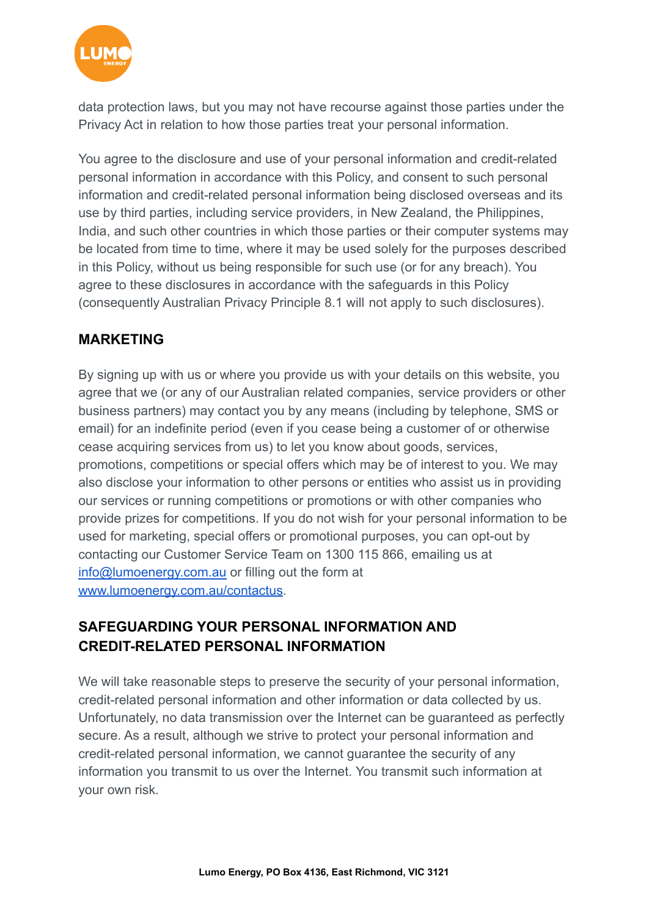data protection laws, but you may not have recourse against those parties under the Privacy Act in relation to how those parties treat your personal information.

You agree to the disclosure and use of your personal information and credit-related personal information in accordance with this Policy, and consent to such personal information and credit-related personal information being disclosed overseas and its use by third parties, including service providers, in New Zealand, the Philippines, India, and such other countries in which those parties or their computer systems may be located from time to time, where it may be used solely for the purposes described in this Policy, without us being responsible for such use (or for any breach). You agree to these disclosures in accordance with the safeguards in this Policy (consequently Australian Privacy Principle 8.1 will not apply to such disclosures).

## MARKETING

By signing up with us or where you provide us with your details on this website, you agree that we (or any of our Australian related companies, service providers or other business partners) may contact you by any means (including by telephone, SMS or email) for an indefinite period (even if you cease being a customer of or otherwise cease acquiring services from us) to let you know about goods, services, promotions, competitions or special offers which may be of interest to you. We may also disclose your information to other persons or entities who assist us in providing our services or running competitions or promotions or with other companies who provide prizes for competitions. If you do not wish for your personal information to be used for marketing, special offers or promotional purposes, you can opt-out by contacting our Customer Service Team on 1300 115 866, emailing us at info@lumoenergy.com.au or filling out the form at www.lumoenergy.com.au/contactus.

## SAFEGUARDING YOUR PERSONAL INFORMATION AND CREDIT-RELATED PERSONAL INFORMATION

We will take reasonable steps to preserve the security of your personal information, credit-related personal information and other information or data collected by us. Unfortunately, no data transmission over the Internet can be guaranteed as perfectly secure. As a result, although we strive to protect your personal information and credit-related personal information, we cannot guarantee the security of any information you transmit to us over the Internet. You transmit such information at your own risk.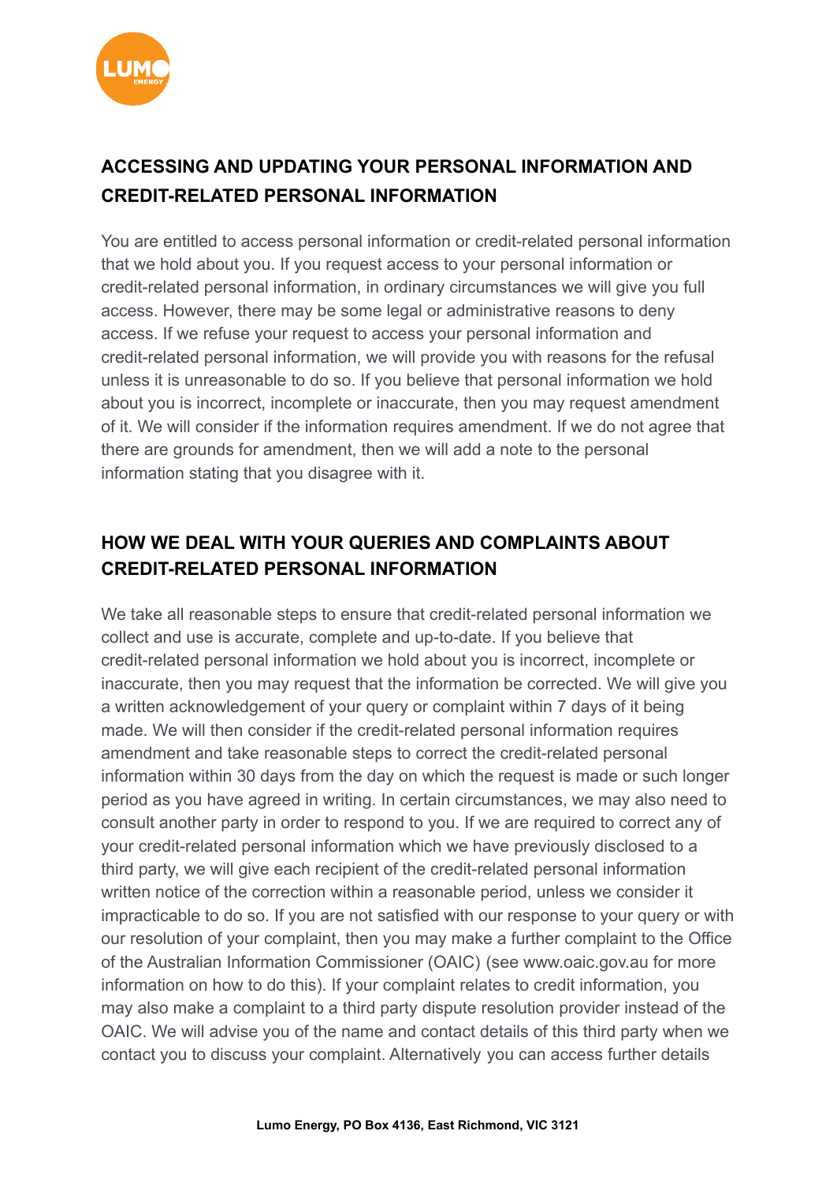## ACCESSING AND UPDATING YOUR PERSONAL INFORMATION AND CREDIT-RELATED PERSONAL INFORMATION

You are entitled to access personal information or credit-related personal information that we hold about you. If you request access to your personal information or credit-related personal information, in ordinary circumstances we will give you full access. However, there may be some legal or administrative reasons to deny access. If we refuse your request to access your personal information and credit-related personal information, we will provide you with reasons for the refusal unless it is unreasonable to do so. If you believe that personal information we hold about you is incorrect, incomplete or inaccurate, then you may request amendment of it. We will consider if the information requires amendment. If we do not agree that there are grounds for amendment, then we will add a note to the personal information stating that you disagree with it.

## HOW WE DEAL WITH YOUR QUERIES AND COMPLAINTS ABOUT CREDIT-RELATED PERSONAL INFORMATION

We take all reasonable steps to ensure that credit-related personal information we collect and use is accurate, complete and up-to-date. If you believe that credit-related personal information we hold about you is incorrect, incomplete or inaccurate, then you may request that the information be corrected. We will give you a written acknowledgement of your query or complaint within 7 days of it being made. We will then consider if the credit-related personal information requires amendment and take reasonable steps to correct the credit-related personal information within 30 days from the day on which the request is made or such longer period as you have agreed in writing. In certain circumstances, we may also need to consult another party in order to respond to you. If we are required to correct any of your credit-related personal information which we have previously disclosed to a third party, we will give each recipient of the credit-related personal information written notice of the correction within a reasonable period, unless we consider it impracticable to do so. If you are not satisfied with our response to your query or with our resolution of your complaint, then you may make a further complaint to the Office of the Australian Information Commissioner (OAIC) (see www.oaic.gov.au for more information on how to do this). If your complaint relates to credit information, you may also make a complaint to a third party dispute resolution provider instead of the OAIC. We will advise you of the name and contact details of this third party when we contact you to discuss your complaint. Alternatively you can access further details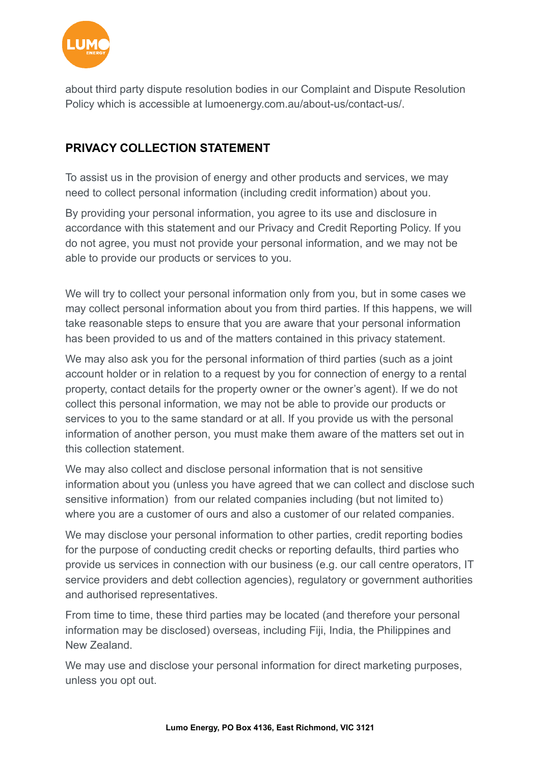about third party dispute resolution bodies in our Complaint and Dispute Resolution Policy which is accessible at lumoenergy.com.au/about-us/contact-us/.

## PRIVACY COLLECTION STATEMENT

To assist us in the provision of energy and other products and services, we may need to collect personal information (including credit information) about you.

By providing your personal information, you agree to its use and disclosure in accordance with this statement and our Privacy and Credit Reporting Policy. If you do not agree, you must not provide your personal information, and we may not be able to provide our products or services to you.

We will try to collect your personal information only from you, but in some cases we may collect personal information about you from third parties. If this happens, we will take reasonable steps to ensure that you are aware that your personal information has been provided to us and of the matters contained in this privacy statement.

We may also ask you for the personal information of third parties (such as a joint account holder or in relation to a request by you for connection of energy to a rental property, contact details for the property owner or the owner's agent). If we do not collect this personal information, we may not be able to provide our products or services to you to the same standard or at all. If you provide us with the personal information of another person, you must make them aware of the matters set out in this collection statement.

We may also collect and disclose personal information that is not sensitive information about you (unless you have agreed that we can collect and disclose such sensitive information) from our related companies including (but not limited to) where you are a customer of ours and also a customer of our related companies.

We may disclose your personal information to other parties, credit reporting bodies for the purpose of conducting credit checks or reporting defaults, third parties who provide us services in connection with our business (e.g. our call centre operators, IT service providers and debt collection agencies), regulatory or government authorities and authorised representatives.

From time to time, these third parties may be located (and therefore your personal information may be disclosed) overseas, including Fiji, India, the Philippines and New Zealand.

We may use and disclose your personal information for direct marketing purposes, unless you opt out.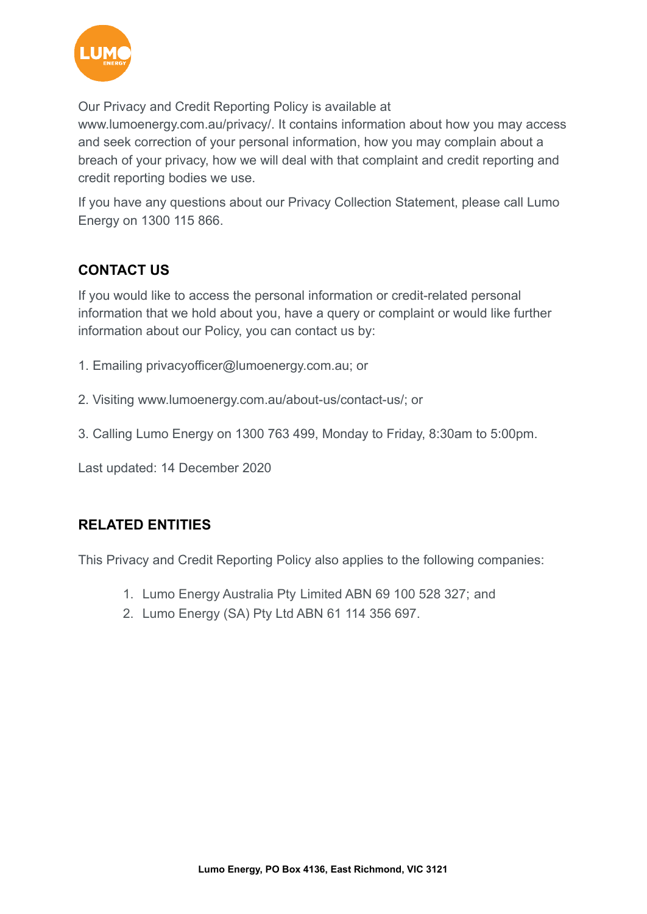Our Privacy and Credit Reporting Policy is available at www.lumoenergy.com.au/privacy/. It contains information about how you may access and seek correction of your personal information, how you may complain about a breach of your privacy, how we will deal with that complaint and credit reporting and credit reporting bodies we use.

If you have any questions about our Privacy Collection Statement, please call Lumo Energy on 1300 115 866.

## CONTACT US

If you would like to access the personal information or credit-related personal information that we hold about you, have a query or complaint or would like further information about our Policy, you can contact us by:

1. Emailing privacyofficer@lumoenergy.com.au; or

2. Visiting www.lumoenergy.com.au/about-us/contact-us/; or

3. Calling Lumo Energy on 1300 763 499, Monday to Friday, 8:30am to 5:00pm.

Last updated: 14 December 2020

## RELATED ENTITIES

This Privacy and Credit Reporting Policy also applies to the following companies:

1. Lumo Energy Australia Pty Limited ABN 69 100 528 327; and
2. Lumo Energy (SA) Pty Ltd ABN 61 114 356 697.

**Lumo Energy, PO Box 4136, East Richmond, VIC 3121**